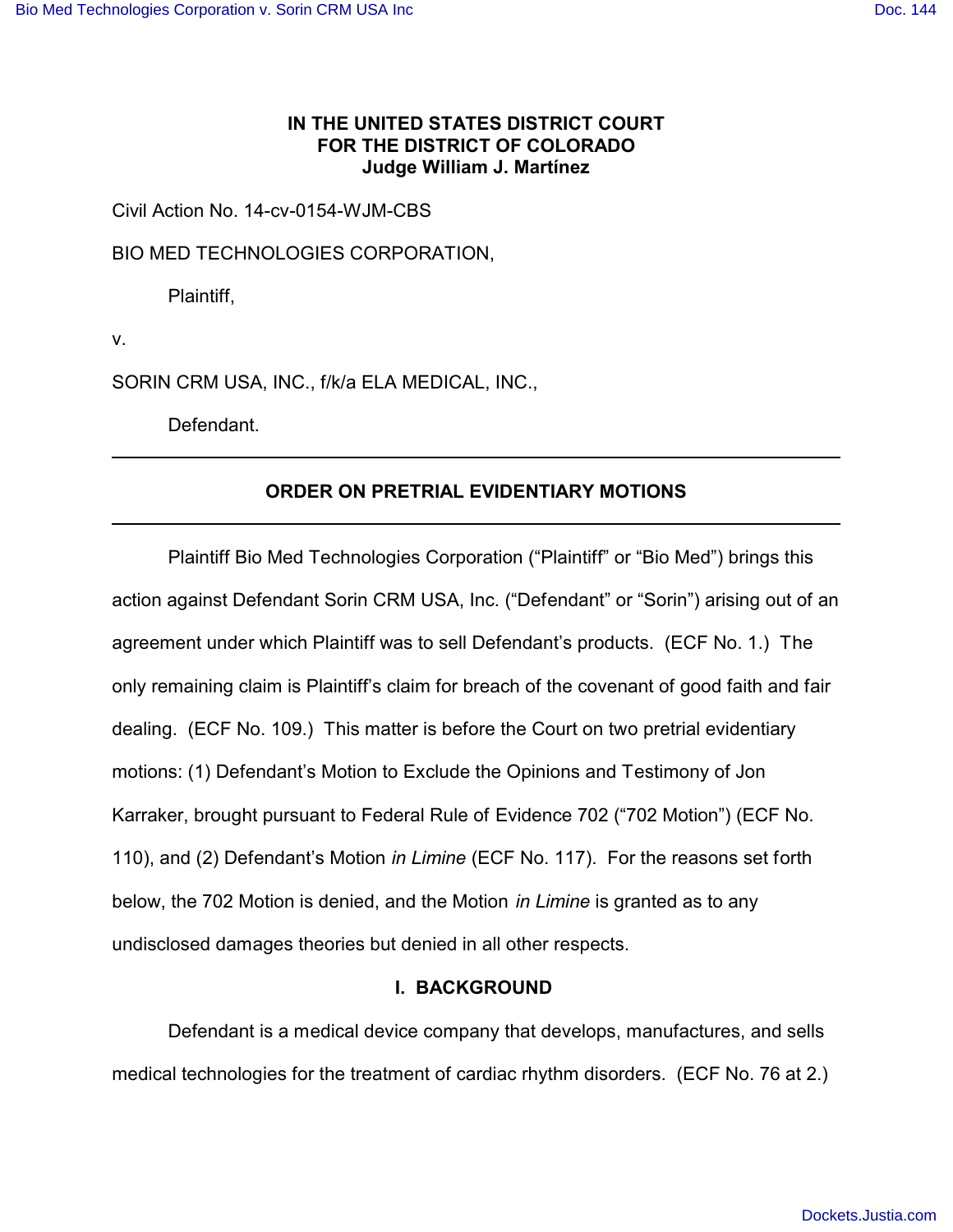**IN THE UNITED STATES DISTRICT COURT**
**FOR THE DISTRICT OF COLORADO**
**Judge William J. Martínez**

Civil Action No. 14-cv-0154-WJM-CBS

BIO MED TECHNOLOGIES CORPORATION,

Plaintiff,

v.

SORIN CRM USA, INC., f/k/a ELA MEDICAL, INC.,

Defendant.

---

## ORDER ON PRETRIAL EVIDENTIARY MOTIONS

---

Plaintiff Bio Med Technologies Corporation ("Plaintiff" or "Bio Med") brings this action against Defendant Sorin CRM USA, Inc. ("Defendant" or "Sorin") arising out of an agreement under which Plaintiff was to sell Defendant's products. (ECF No. 1.) The only remaining claim is Plaintiff's claim for breach of the covenant of good faith and fair dealing. (ECF No. 109.) This matter is before the Court on two pretrial evidentiary motions: (1) Defendant's Motion to Exclude the Opinions and Testimony of Jon Karraker, brought pursuant to Federal Rule of Evidence 702 ("702 Motion") (ECF No. 110), and (2) Defendant's Motion *in Limine* (ECF No. 117). For the reasons set forth below, the 702 Motion is denied, and the Motion *in Limine* is granted as to any undisclosed damages theories but denied in all other respects.

## I. BACKGROUND

Defendant is a medical device company that develops, manufactures, and sells medical technologies for the treatment of cardiac rhythm disorders. (ECF No. 76 at 2.)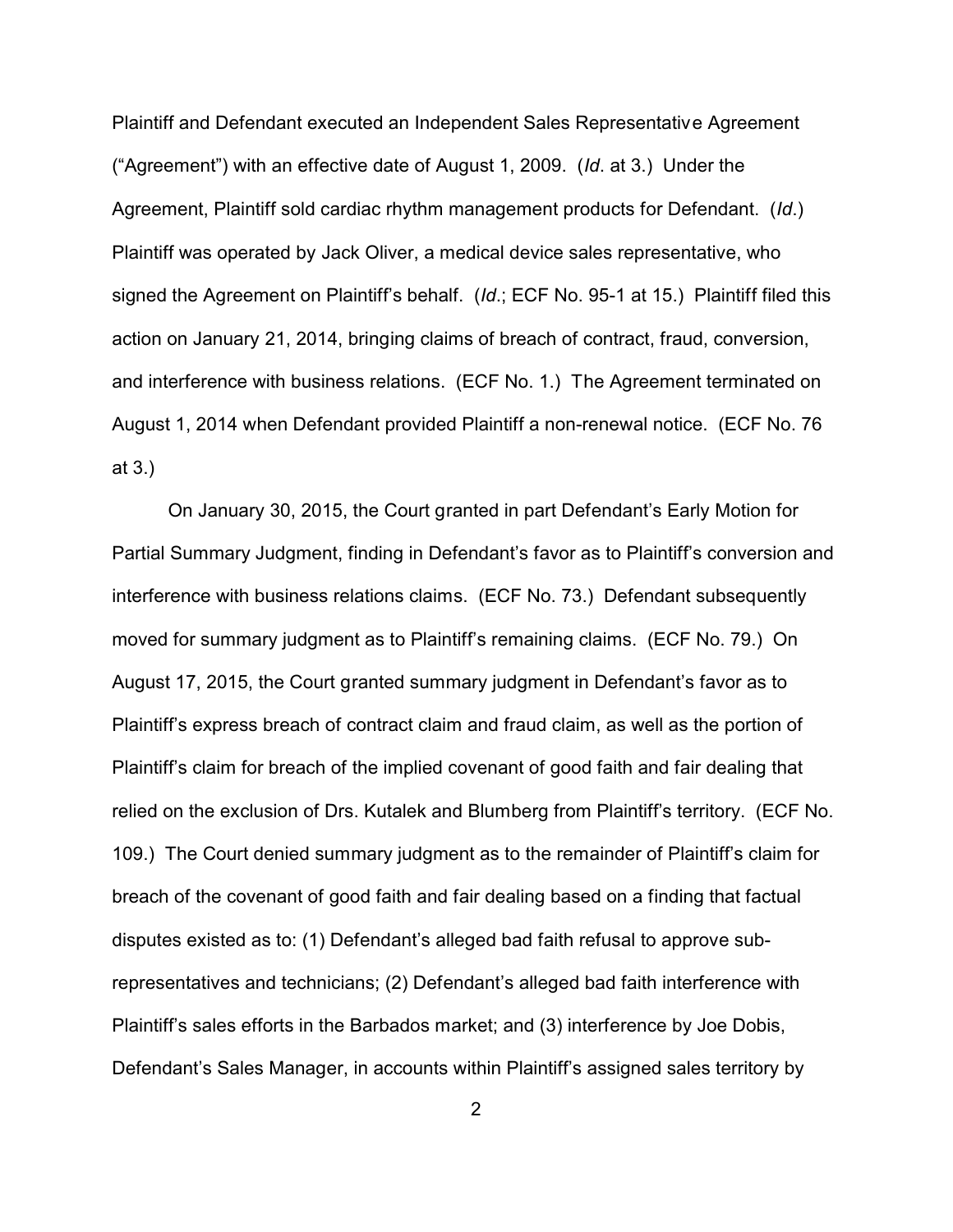Plaintiff and Defendant executed an Independent Sales Representative Agreement ("Agreement") with an effective date of August 1, 2009. (*Id*. at 3.) Under the Agreement, Plaintiff sold cardiac rhythm management products for Defendant. (*Id*.) Plaintiff was operated by Jack Oliver, a medical device sales representative, who signed the Agreement on Plaintiff's behalf. (*Id*.; ECF No. 95-1 at 15.) Plaintiff filed this action on January 21, 2014, bringing claims of breach of contract, fraud, conversion, and interference with business relations. (ECF No. 1.) The Agreement terminated on August 1, 2014 when Defendant provided Plaintiff a non-renewal notice. (ECF No. 76 at 3.)

On January 30, 2015, the Court granted in part Defendant's Early Motion for Partial Summary Judgment, finding in Defendant's favor as to Plaintiff's conversion and interference with business relations claims. (ECF No. 73.) Defendant subsequently moved for summary judgment as to Plaintiff's remaining claims. (ECF No. 79.) On August 17, 2015, the Court granted summary judgment in Defendant's favor as to Plaintiff's express breach of contract claim and fraud claim, as well as the portion of Plaintiff's claim for breach of the implied covenant of good faith and fair dealing that relied on the exclusion of Drs. Kutalek and Blumberg from Plaintiff's territory. (ECF No. 109.) The Court denied summary judgment as to the remainder of Plaintiff's claim for breach of the covenant of good faith and fair dealing based on a finding that factual disputes existed as to: (1) Defendant's alleged bad faith refusal to approve sub-representatives and technicians; (2) Defendant's alleged bad faith interference with Plaintiff's sales efforts in the Barbados market; and (3) interference by Joe Dobis, Defendant's Sales Manager, in accounts within Plaintiff's assigned sales territory by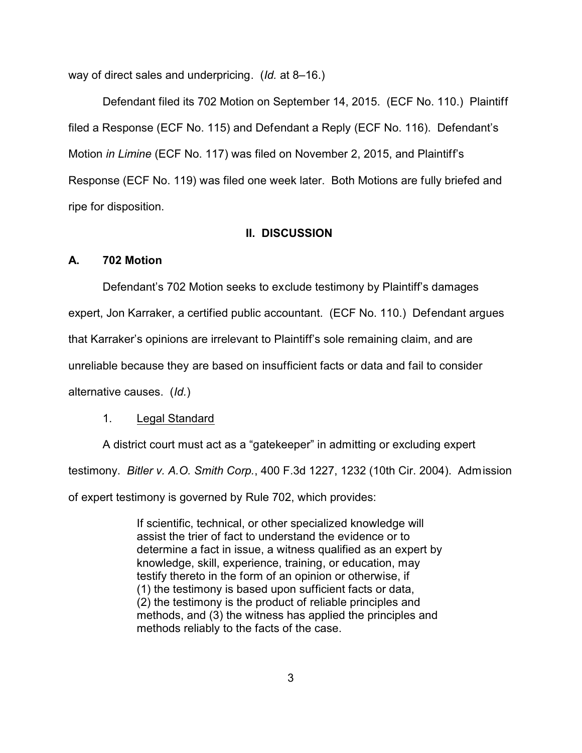way of direct sales and underpricing. (*Id.* at 8–16.)

Defendant filed its 702 Motion on September 14, 2015. (ECF No. 110.) Plaintiff filed a Response (ECF No. 115) and Defendant a Reply (ECF No. 116). Defendant's Motion *in Limine* (ECF No. 117) was filed on November 2, 2015, and Plaintiff's Response (ECF No. 119) was filed one week later. Both Motions are fully briefed and ripe for disposition.

## II. DISCUSSION

### A. 702 Motion

Defendant's 702 Motion seeks to exclude testimony by Plaintiff's damages expert, Jon Karraker, a certified public accountant. (ECF No. 110.) Defendant argues that Karraker's opinions are irrelevant to Plaintiff's sole remaining claim, and are unreliable because they are based on insufficient facts or data and fail to consider alternative causes. (*Id.*)

#### 1. Legal Standard

A district court must act as a "gatekeeper" in admitting or excluding expert testimony. *Bitler v. A.O. Smith Corp.*, 400 F.3d 1227, 1232 (10th Cir. 2004). Admission of expert testimony is governed by Rule 702, which provides:

> If scientific, technical, or other specialized knowledge will assist the trier of fact to understand the evidence or to determine a fact in issue, a witness qualified as an expert by knowledge, skill, experience, training, or education, may testify thereto in the form of an opinion or otherwise, if (1) the testimony is based upon sufficient facts or data, (2) the testimony is the product of reliable principles and methods, and (3) the witness has applied the principles and methods reliably to the facts of the case.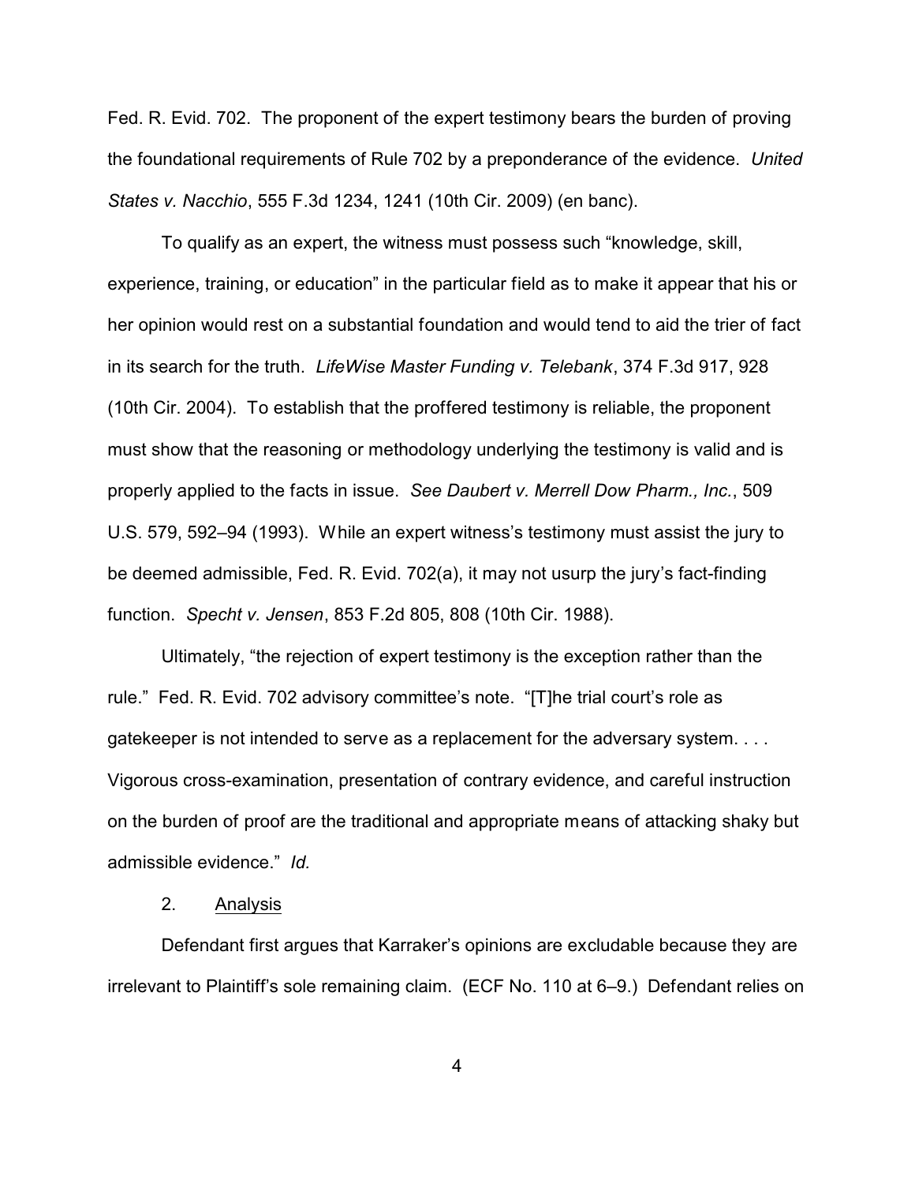Fed. R. Evid. 702. The proponent of the expert testimony bears the burden of proving the foundational requirements of Rule 702 by a preponderance of the evidence. *United States v. Nacchio*, 555 F.3d 1234, 1241 (10th Cir. 2009) (en banc).

To qualify as an expert, the witness must possess such "knowledge, skill, experience, training, or education" in the particular field as to make it appear that his or her opinion would rest on a substantial foundation and would tend to aid the trier of fact in its search for the truth. *LifeWise Master Funding v. Telebank*, 374 F.3d 917, 928 (10th Cir. 2004). To establish that the proffered testimony is reliable, the proponent must show that the reasoning or methodology underlying the testimony is valid and is properly applied to the facts in issue. *See Daubert v. Merrell Dow Pharm., Inc.*, 509 U.S. 579, 592–94 (1993). While an expert witness's testimony must assist the jury to be deemed admissible, Fed. R. Evid. 702(a), it may not usurp the jury's fact-finding function. *Specht v. Jensen*, 853 F.2d 805, 808 (10th Cir. 1988).

Ultimately, "the rejection of expert testimony is the exception rather than the rule." Fed. R. Evid. 702 advisory committee's note. "[T]he trial court's role as gatekeeper is not intended to serve as a replacement for the adversary system. . . . Vigorous cross-examination, presentation of contrary evidence, and careful instruction on the burden of proof are the traditional and appropriate means of attacking shaky but admissible evidence." *Id.*

2. <u>Analysis</u>

Defendant first argues that Karraker's opinions are excludable because they are irrelevant to Plaintiff's sole remaining claim. (ECF No. 110 at 6–9.) Defendant relies on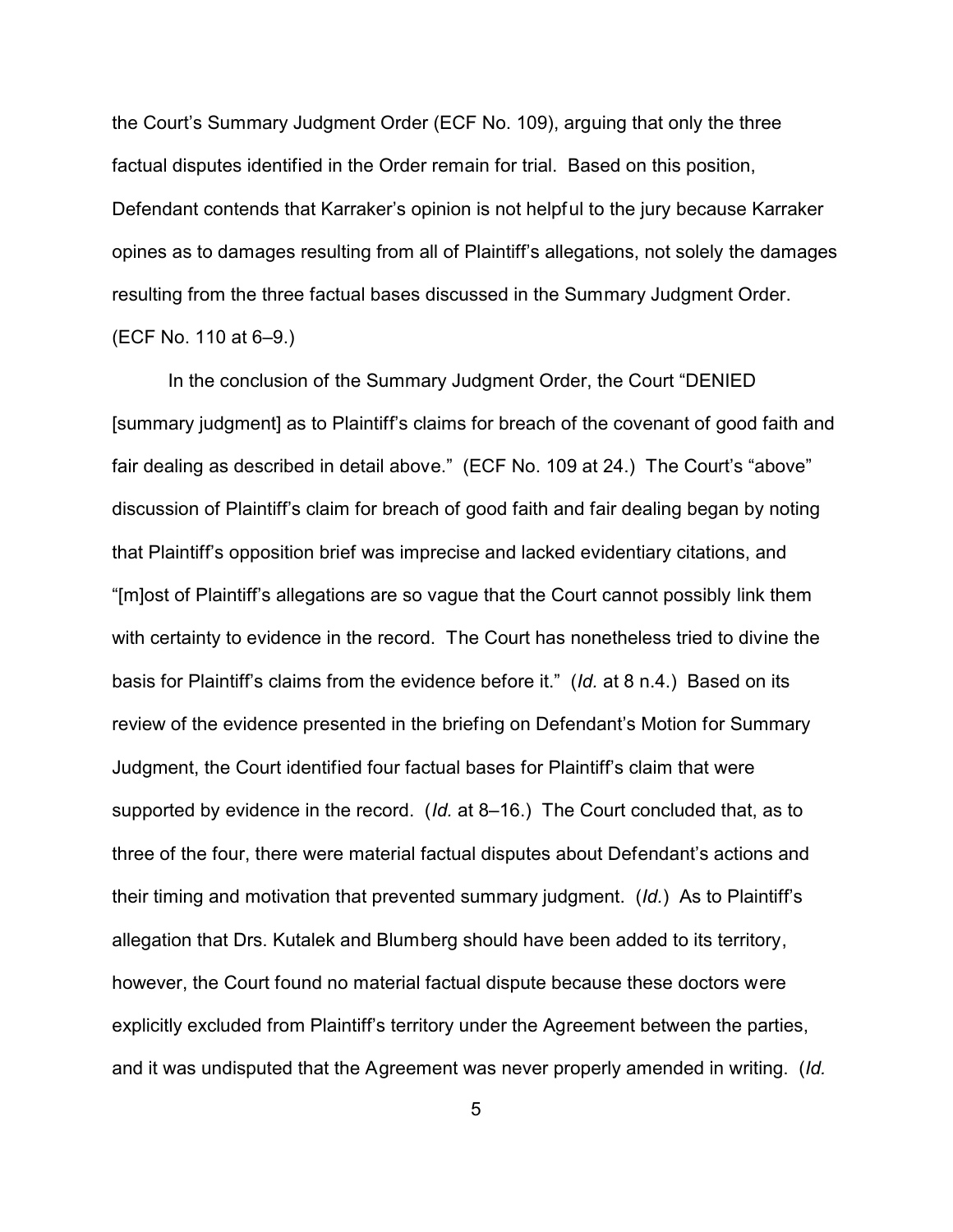the Court's Summary Judgment Order (ECF No. 109), arguing that only the three factual disputes identified in the Order remain for trial. Based on this position, Defendant contends that Karraker's opinion is not helpful to the jury because Karraker opines as to damages resulting from all of Plaintiff's allegations, not solely the damages resulting from the three factual bases discussed in the Summary Judgment Order. (ECF No. 110 at 6–9.)

In the conclusion of the Summary Judgment Order, the Court "DENIED [summary judgment] as to Plaintiff's claims for breach of the covenant of good faith and fair dealing as described in detail above." (ECF No. 109 at 24.) The Court's "above" discussion of Plaintiff's claim for breach of good faith and fair dealing began by noting that Plaintiff's opposition brief was imprecise and lacked evidentiary citations, and "[m]ost of Plaintiff's allegations are so vague that the Court cannot possibly link them with certainty to evidence in the record. The Court has nonetheless tried to divine the basis for Plaintiff's claims from the evidence before it." (*Id.* at 8 n.4.) Based on its review of the evidence presented in the briefing on Defendant's Motion for Summary Judgment, the Court identified four factual bases for Plaintiff's claim that were supported by evidence in the record. (*Id.* at 8–16.) The Court concluded that, as to three of the four, there were material factual disputes about Defendant's actions and their timing and motivation that prevented summary judgment. (*Id.*) As to Plaintiff's allegation that Drs. Kutalek and Blumberg should have been added to its territory, however, the Court found no material factual dispute because these doctors were explicitly excluded from Plaintiff's territory under the Agreement between the parties, and it was undisputed that the Agreement was never properly amended in writing. (*Id.*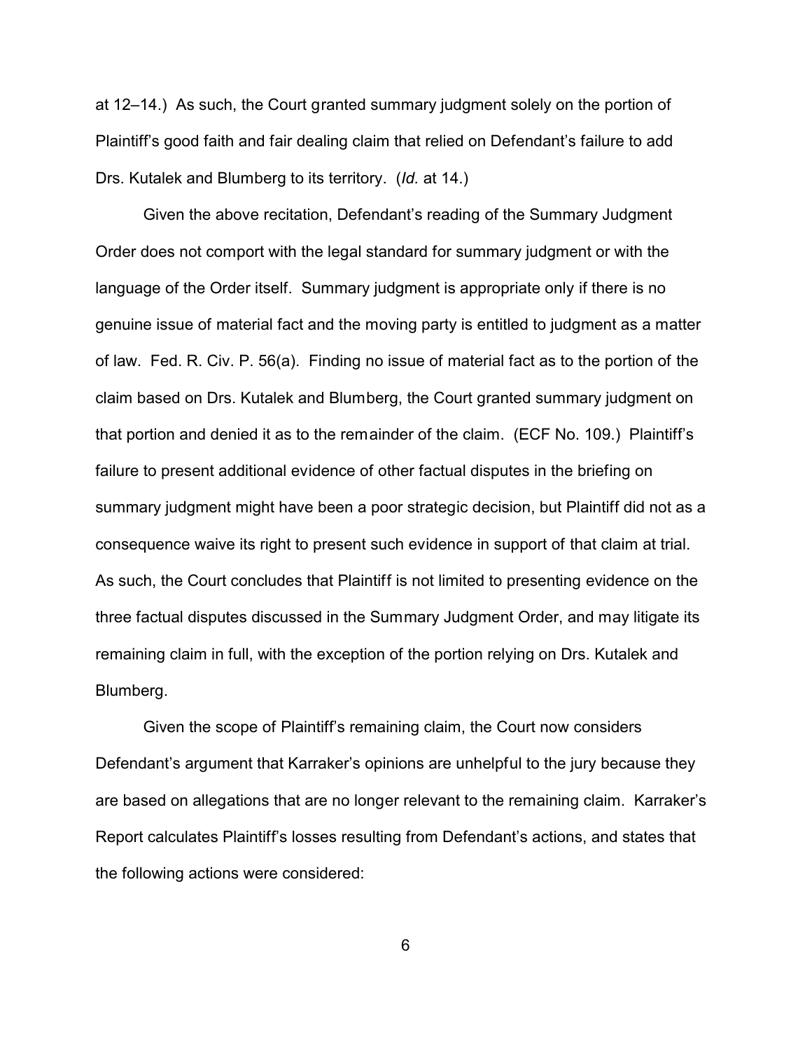at 12–14.) As such, the Court granted summary judgment solely on the portion of Plaintiff's good faith and fair dealing claim that relied on Defendant's failure to add Drs. Kutalek and Blumberg to its territory. (*Id.* at 14.)

Given the above recitation, Defendant's reading of the Summary Judgment Order does not comport with the legal standard for summary judgment or with the language of the Order itself. Summary judgment is appropriate only if there is no genuine issue of material fact and the moving party is entitled to judgment as a matter of law. Fed. R. Civ. P. 56(a). Finding no issue of material fact as to the portion of the claim based on Drs. Kutalek and Blumberg, the Court granted summary judgment on that portion and denied it as to the remainder of the claim. (ECF No. 109.) Plaintiff's failure to present additional evidence of other factual disputes in the briefing on summary judgment might have been a poor strategic decision, but Plaintiff did not as a consequence waive its right to present such evidence in support of that claim at trial. As such, the Court concludes that Plaintiff is not limited to presenting evidence on the three factual disputes discussed in the Summary Judgment Order, and may litigate its remaining claim in full, with the exception of the portion relying on Drs. Kutalek and Blumberg.

Given the scope of Plaintiff's remaining claim, the Court now considers Defendant's argument that Karraker's opinions are unhelpful to the jury because they are based on allegations that are no longer relevant to the remaining claim. Karraker's Report calculates Plaintiff's losses resulting from Defendant's actions, and states that the following actions were considered: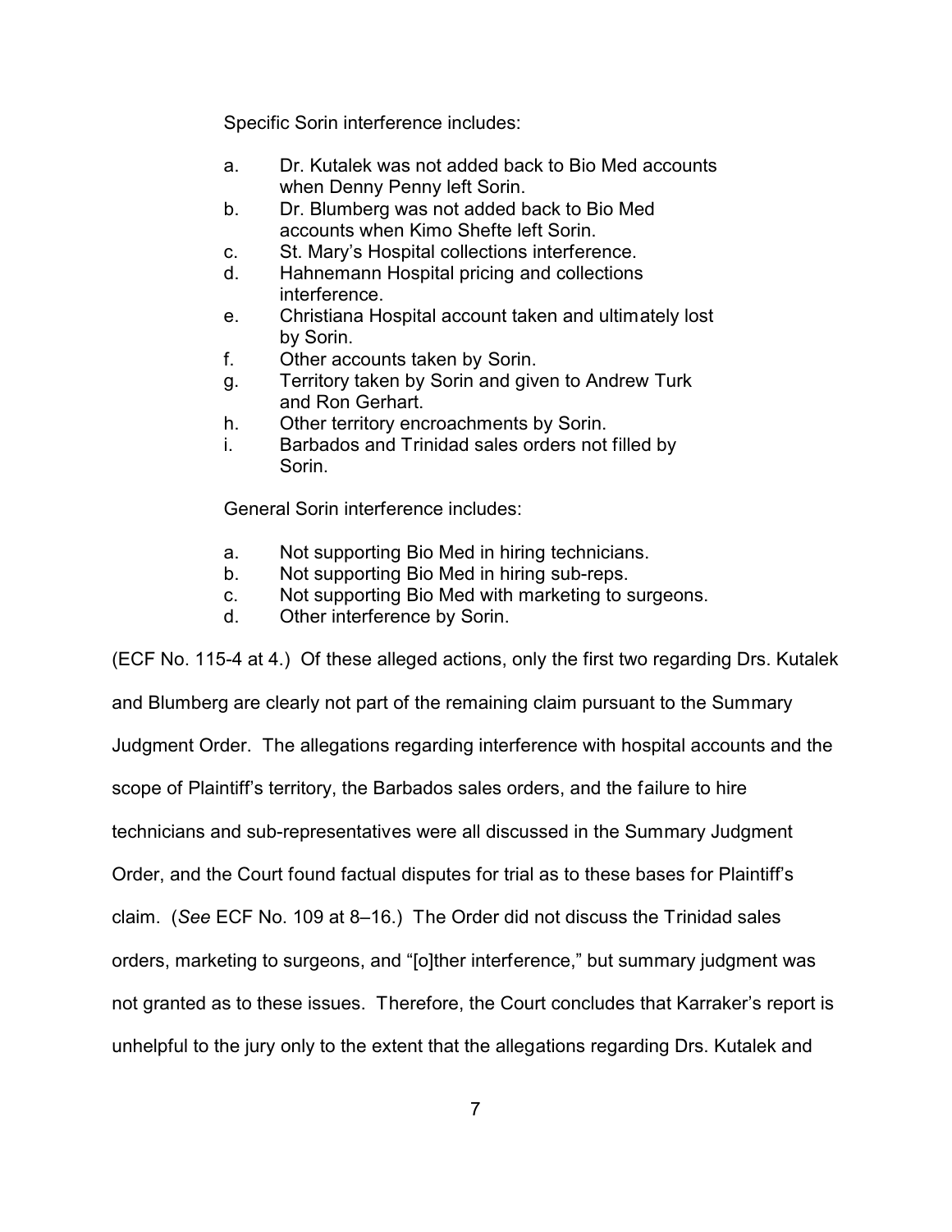Specific Sorin interference includes:

a. Dr. Kutalek was not added back to Bio Med accounts when Denny Penny left Sorin.
b. Dr. Blumberg was not added back to Bio Med accounts when Kimo Shefte left Sorin.
c. St. Mary's Hospital collections interference.
d. Hahnemann Hospital pricing and collections interference.
e. Christiana Hospital account taken and ultimately lost by Sorin.
f. Other accounts taken by Sorin.
g. Territory taken by Sorin and given to Andrew Turk and Ron Gerhart.
h. Other territory encroachments by Sorin.
i. Barbados and Trinidad sales orders not filled by Sorin.

General Sorin interference includes:

a. Not supporting Bio Med in hiring technicians.
b. Not supporting Bio Med in hiring sub-reps.
c. Not supporting Bio Med with marketing to surgeons.
d. Other interference by Sorin.

(ECF No. 115-4 at 4.) Of these alleged actions, only the first two regarding Drs. Kutalek and Blumberg are clearly not part of the remaining claim pursuant to the Summary Judgment Order. The allegations regarding interference with hospital accounts and the scope of Plaintiff's territory, the Barbados sales orders, and the failure to hire technicians and sub-representatives were all discussed in the Summary Judgment Order, and the Court found factual disputes for trial as to these bases for Plaintiff's claim. (*See* ECF No. 109 at 8–16.) The Order did not discuss the Trinidad sales orders, marketing to surgeons, and "[o]ther interference," but summary judgment was not granted as to these issues. Therefore, the Court concludes that Karraker's report is unhelpful to the jury only to the extent that the allegations regarding Drs. Kutalek and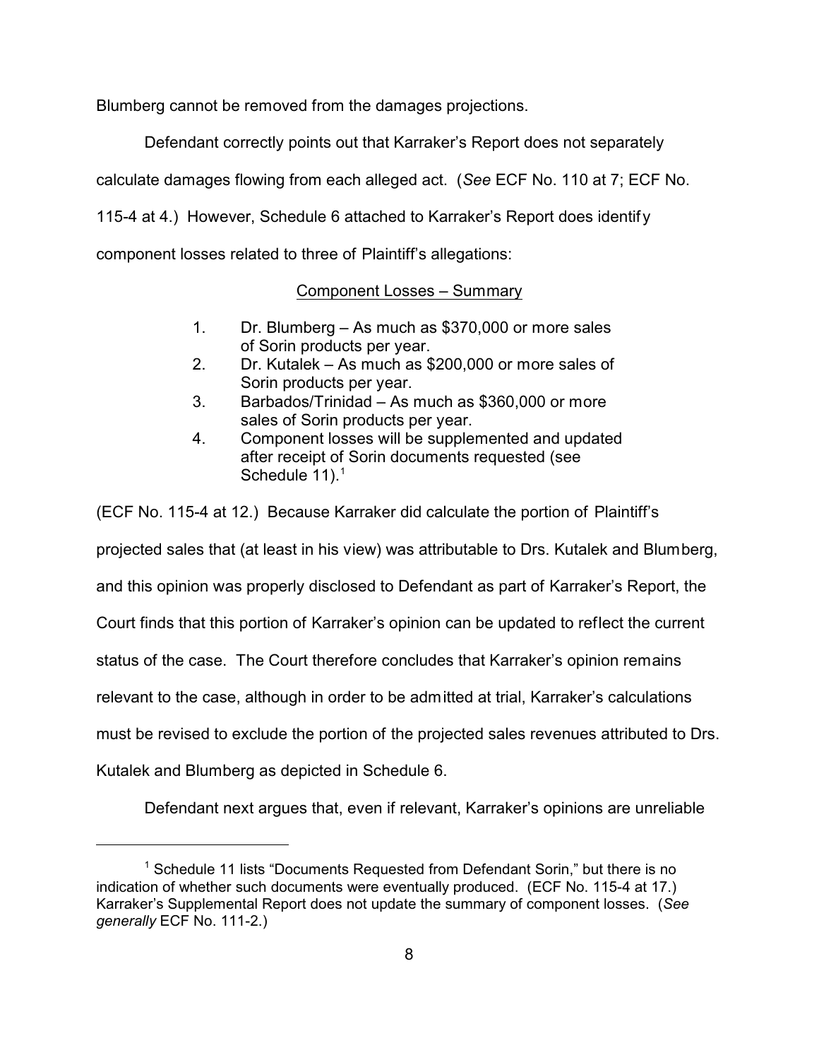Blumberg cannot be removed from the damages projections.

Defendant correctly points out that Karraker's Report does not separately calculate damages flowing from each alleged act. (*See* ECF No. 110 at 7; ECF No. 115-4 at 4.) However, Schedule 6 attached to Karraker's Report does identify component losses related to three of Plaintiff's allegations:

<u>Component Losses – Summary</u>

1. Dr. Blumberg – As much as $370,000 or more sales of Sorin products per year.
2. Dr. Kutalek – As much as $200,000 or more sales of Sorin products per year.
3. Barbados/Trinidad – As much as $360,000 or more sales of Sorin products per year.
4. Component losses will be supplemented and updated after receipt of Sorin documents requested (see Schedule 11).[1]

(ECF No. 115-4 at 12.) Because Karraker did calculate the portion of Plaintiff's projected sales that (at least in his view) was attributable to Drs. Kutalek and Blumberg, and this opinion was properly disclosed to Defendant as part of Karraker's Report, the Court finds that this portion of Karraker's opinion can be updated to reflect the current status of the case. The Court therefore concludes that Karraker's opinion remains relevant to the case, although in order to be admitted at trial, Karraker's calculations must be revised to exclude the portion of the projected sales revenues attributed to Drs. Kutalek and Blumberg as depicted in Schedule 6.

Defendant next argues that, even if relevant, Karraker's opinions are unreliable

---

[1] Schedule 11 lists "Documents Requested from Defendant Sorin," but there is no indication of whether such documents were eventually produced. (ECF No. 115-4 at 17.) Karraker's Supplemental Report does not update the summary of component losses. (*See generally* ECF No. 111-2.)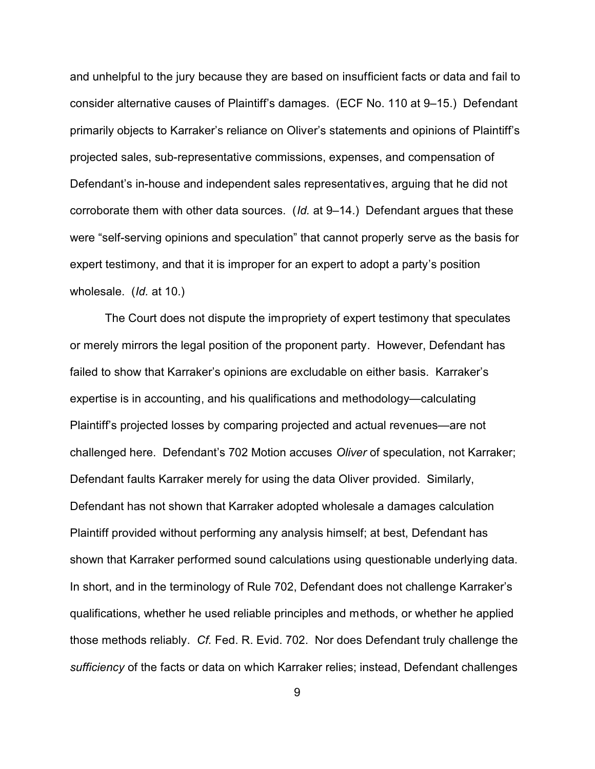and unhelpful to the jury because they are based on insufficient facts or data and fail to consider alternative causes of Plaintiff's damages. (ECF No. 110 at 9–15.) Defendant primarily objects to Karraker's reliance on Oliver's statements and opinions of Plaintiff's projected sales, sub-representative commissions, expenses, and compensation of Defendant's in-house and independent sales representatives, arguing that he did not corroborate them with other data sources. (*Id.* at 9–14.) Defendant argues that these were "self-serving opinions and speculation" that cannot properly serve as the basis for expert testimony, and that it is improper for an expert to adopt a party's position wholesale. (*Id.* at 10.)

The Court does not dispute the impropriety of expert testimony that speculates or merely mirrors the legal position of the proponent party. However, Defendant has failed to show that Karraker's opinions are excludable on either basis. Karraker's expertise is in accounting, and his qualifications and methodology—calculating Plaintiff's projected losses by comparing projected and actual revenues—are not challenged here. Defendant's 702 Motion accuses *Oliver* of speculation, not Karraker; Defendant faults Karraker merely for using the data Oliver provided. Similarly, Defendant has not shown that Karraker adopted wholesale a damages calculation Plaintiff provided without performing any analysis himself; at best, Defendant has shown that Karraker performed sound calculations using questionable underlying data. In short, and in the terminology of Rule 702, Defendant does not challenge Karraker's qualifications, whether he used reliable principles and methods, or whether he applied those methods reliably. *Cf.* Fed. R. Evid. 702. Nor does Defendant truly challenge the *sufficiency* of the facts or data on which Karraker relies; instead, Defendant challenges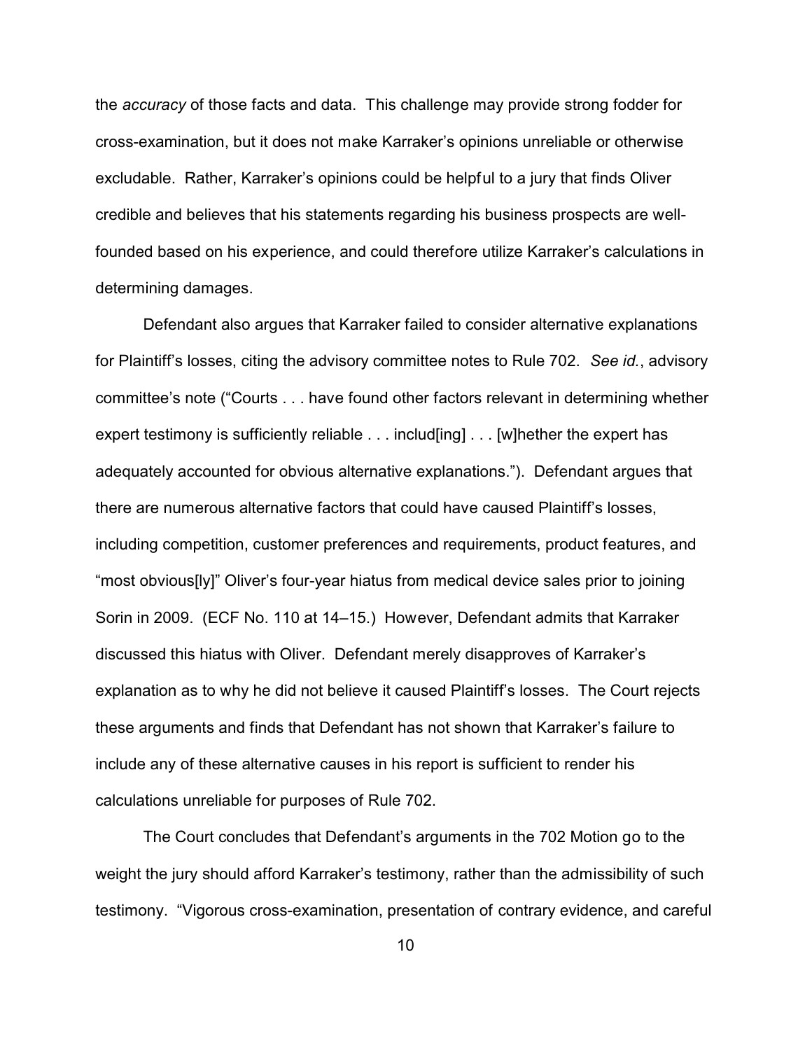the *accuracy* of those facts and data. This challenge may provide strong fodder for cross-examination, but it does not make Karraker's opinions unreliable or otherwise excludable. Rather, Karraker's opinions could be helpful to a jury that finds Oliver credible and believes that his statements regarding his business prospects are well-founded based on his experience, and could therefore utilize Karraker's calculations in determining damages.

Defendant also argues that Karraker failed to consider alternative explanations for Plaintiff's losses, citing the advisory committee notes to Rule 702. *See id.*, advisory committee's note ("Courts . . . have found other factors relevant in determining whether expert testimony is sufficiently reliable . . . includ[ing] . . . [w]hether the expert has adequately accounted for obvious alternative explanations."). Defendant argues that there are numerous alternative factors that could have caused Plaintiff's losses, including competition, customer preferences and requirements, product features, and "most obvious[ly]" Oliver's four-year hiatus from medical device sales prior to joining Sorin in 2009. (ECF No. 110 at 14–15.) However, Defendant admits that Karraker discussed this hiatus with Oliver. Defendant merely disapproves of Karraker's explanation as to why he did not believe it caused Plaintiff's losses. The Court rejects these arguments and finds that Defendant has not shown that Karraker's failure to include any of these alternative causes in his report is sufficient to render his calculations unreliable for purposes of Rule 702.

The Court concludes that Defendant's arguments in the 702 Motion go to the weight the jury should afford Karraker's testimony, rather than the admissibility of such testimony. "Vigorous cross-examination, presentation of contrary evidence, and careful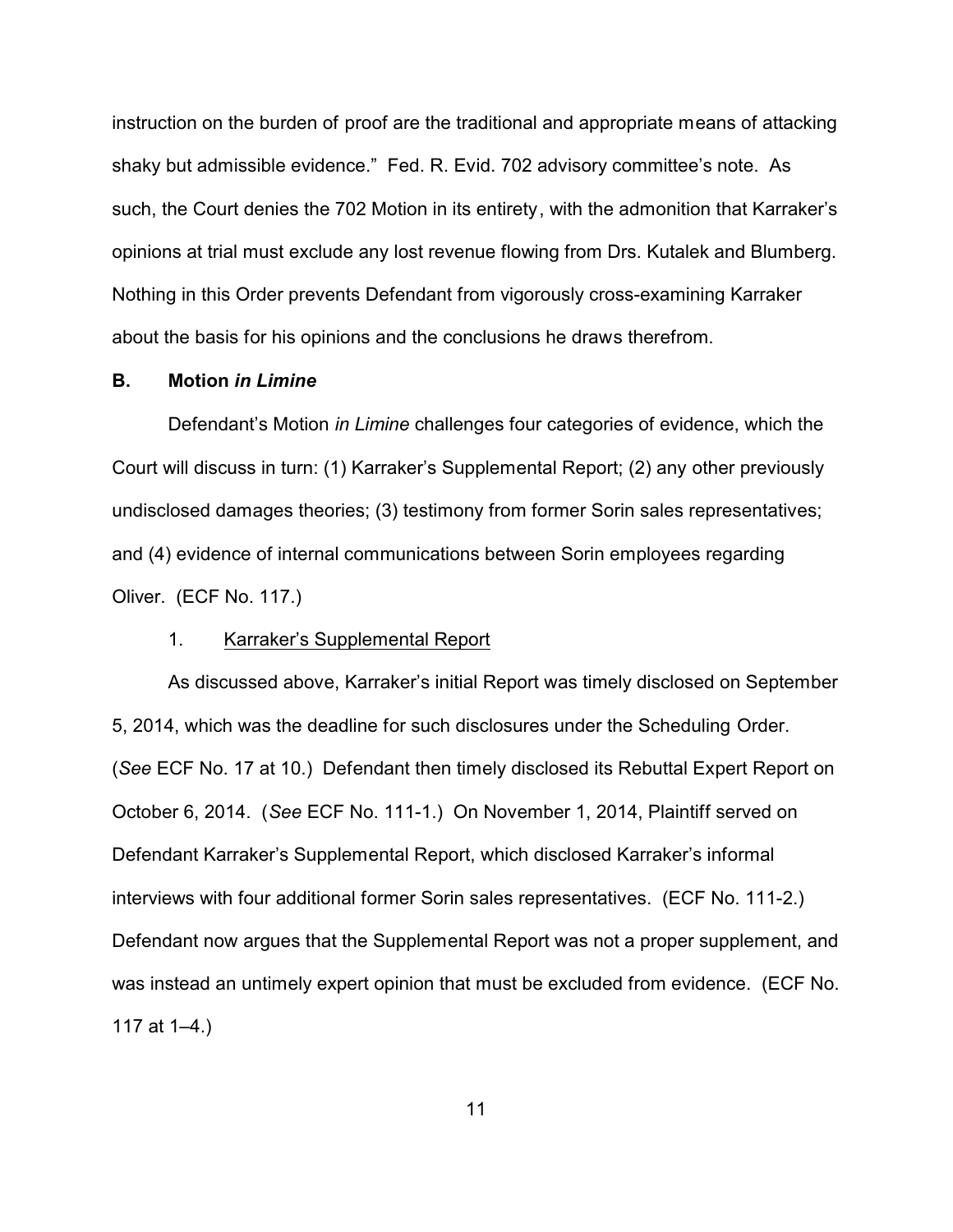instruction on the burden of proof are the traditional and appropriate means of attacking shaky but admissible evidence." Fed. R. Evid. 702 advisory committee's note. As such, the Court denies the 702 Motion in its entirety, with the admonition that Karraker's opinions at trial must exclude any lost revenue flowing from Drs. Kutalek and Blumberg. Nothing in this Order prevents Defendant from vigorously cross-examining Karraker about the basis for his opinions and the conclusions he draws therefrom.

### B. Motion *in Limine*

Defendant's Motion *in Limine* challenges four categories of evidence, which the Court will discuss in turn: (1) Karraker's Supplemental Report; (2) any other previously undisclosed damages theories; (3) testimony from former Sorin sales representatives; and (4) evidence of internal communications between Sorin employees regarding Oliver. (ECF No. 117.)

#### 1. Karraker's Supplemental Report

As discussed above, Karraker's initial Report was timely disclosed on September 5, 2014, which was the deadline for such disclosures under the Scheduling Order. (*See* ECF No. 17 at 10.) Defendant then timely disclosed its Rebuttal Expert Report on October 6, 2014. (*See* ECF No. 111-1.) On November 1, 2014, Plaintiff served on Defendant Karraker's Supplemental Report, which disclosed Karraker's informal interviews with four additional former Sorin sales representatives. (ECF No. 111-2.) Defendant now argues that the Supplemental Report was not a proper supplement, and was instead an untimely expert opinion that must be excluded from evidence. (ECF No. 117 at 1–4.)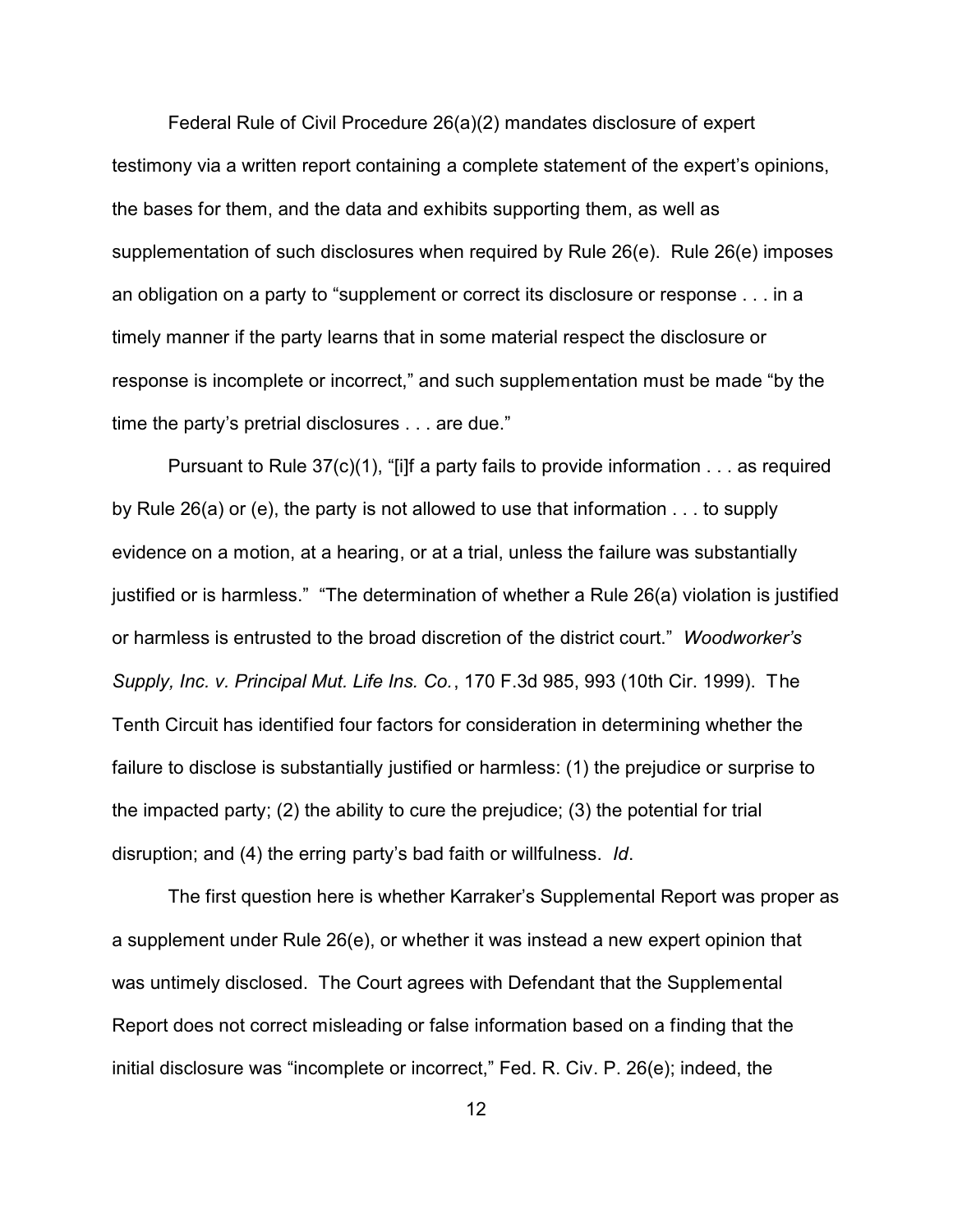Federal Rule of Civil Procedure 26(a)(2) mandates disclosure of expert testimony via a written report containing a complete statement of the expert's opinions, the bases for them, and the data and exhibits supporting them, as well as supplementation of such disclosures when required by Rule 26(e). Rule 26(e) imposes an obligation on a party to "supplement or correct its disclosure or response . . . in a timely manner if the party learns that in some material respect the disclosure or response is incomplete or incorrect," and such supplementation must be made "by the time the party's pretrial disclosures . . . are due."

Pursuant to Rule 37(c)(1), "[i]f a party fails to provide information . . . as required by Rule 26(a) or (e), the party is not allowed to use that information . . . to supply evidence on a motion, at a hearing, or at a trial, unless the failure was substantially justified or is harmless." "The determination of whether a Rule 26(a) violation is justified or harmless is entrusted to the broad discretion of the district court." *Woodworker's Supply, Inc. v. Principal Mut. Life Ins. Co.*, 170 F.3d 985, 993 (10th Cir. 1999). The Tenth Circuit has identified four factors for consideration in determining whether the failure to disclose is substantially justified or harmless: (1) the prejudice or surprise to the impacted party; (2) the ability to cure the prejudice; (3) the potential for trial disruption; and (4) the erring party's bad faith or willfulness. *Id*.

The first question here is whether Karraker's Supplemental Report was proper as a supplement under Rule 26(e), or whether it was instead a new expert opinion that was untimely disclosed. The Court agrees with Defendant that the Supplemental Report does not correct misleading or false information based on a finding that the initial disclosure was "incomplete or incorrect," Fed. R. Civ. P. 26(e); indeed, the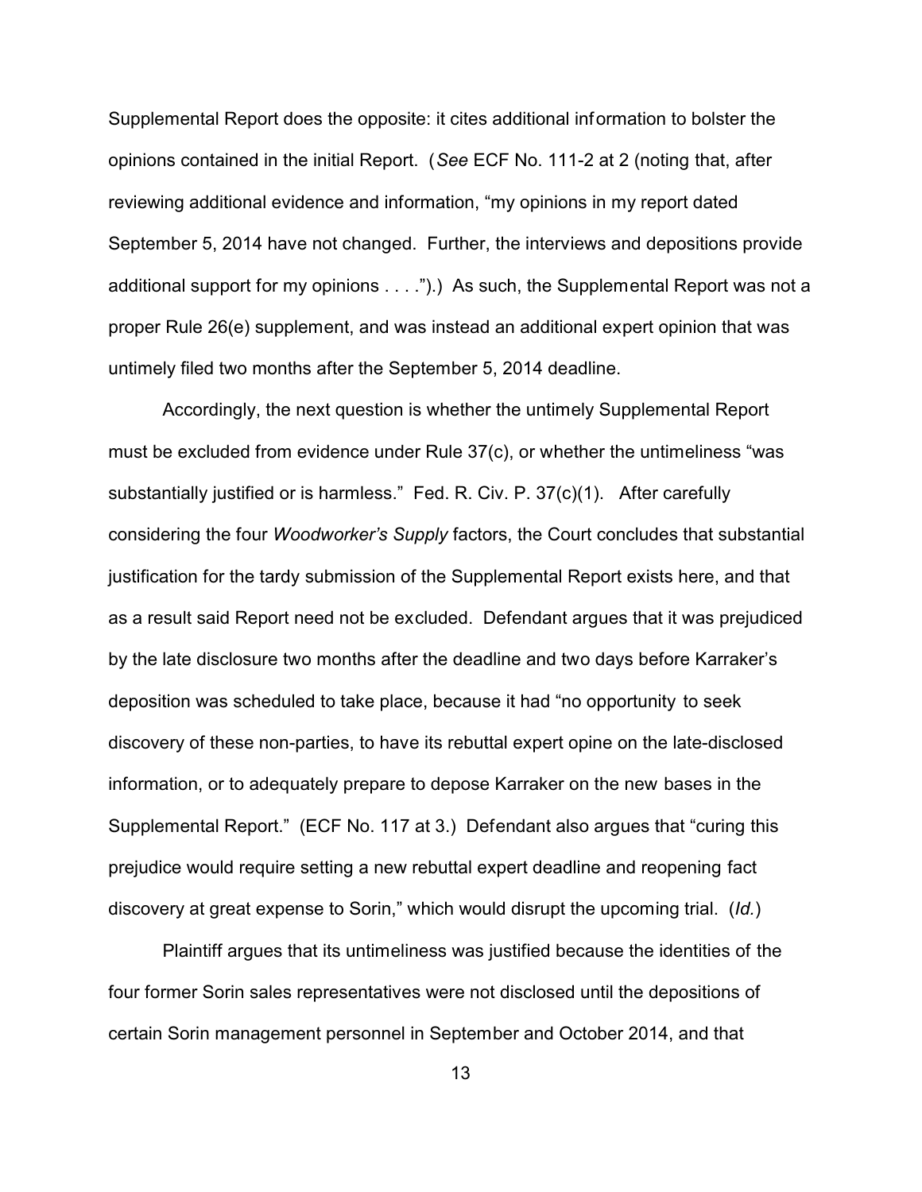Supplemental Report does the opposite: it cites additional information to bolster the opinions contained in the initial Report. (*See* ECF No. 111-2 at 2 (noting that, after reviewing additional evidence and information, "my opinions in my report dated September 5, 2014 have not changed. Further, the interviews and depositions provide additional support for my opinions . . . .").) As such, the Supplemental Report was not a proper Rule 26(e) supplement, and was instead an additional expert opinion that was untimely filed two months after the September 5, 2014 deadline.

Accordingly, the next question is whether the untimely Supplemental Report must be excluded from evidence under Rule 37(c), or whether the untimeliness "was substantially justified or is harmless." Fed. R. Civ. P. 37(c)(1). After carefully considering the four *Woodworker's Supply* factors, the Court concludes that substantial justification for the tardy submission of the Supplemental Report exists here, and that as a result said Report need not be excluded. Defendant argues that it was prejudiced by the late disclosure two months after the deadline and two days before Karraker's deposition was scheduled to take place, because it had "no opportunity to seek discovery of these non-parties, to have its rebuttal expert opine on the late-disclosed information, or to adequately prepare to depose Karraker on the new bases in the Supplemental Report." (ECF No. 117 at 3.) Defendant also argues that "curing this prejudice would require setting a new rebuttal expert deadline and reopening fact discovery at great expense to Sorin," which would disrupt the upcoming trial. (*Id.*)

Plaintiff argues that its untimeliness was justified because the identities of the four former Sorin sales representatives were not disclosed until the depositions of certain Sorin management personnel in September and October 2014, and that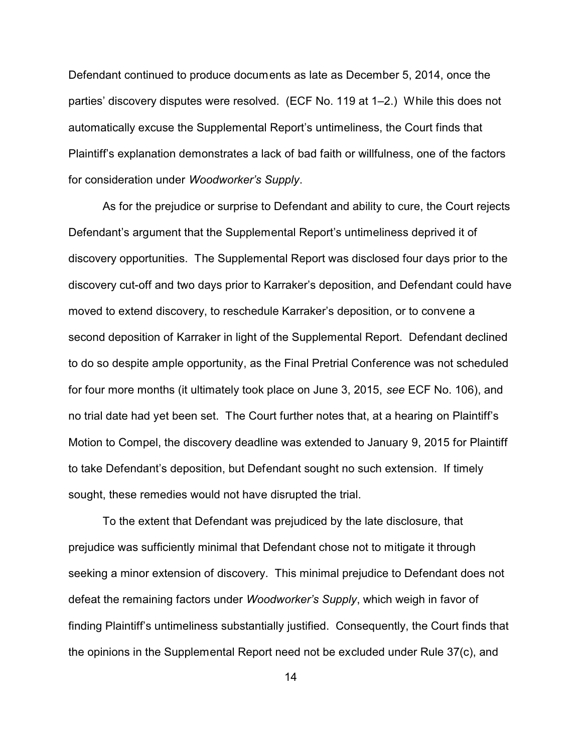Defendant continued to produce documents as late as December 5, 2014, once the parties' discovery disputes were resolved. (ECF No. 119 at 1–2.) While this does not automatically excuse the Supplemental Report's untimeliness, the Court finds that Plaintiff's explanation demonstrates a lack of bad faith or willfulness, one of the factors for consideration under *Woodworker's Supply*.

As for the prejudice or surprise to Defendant and ability to cure, the Court rejects Defendant's argument that the Supplemental Report's untimeliness deprived it of discovery opportunities. The Supplemental Report was disclosed four days prior to the discovery cut-off and two days prior to Karraker's deposition, and Defendant could have moved to extend discovery, to reschedule Karraker's deposition, or to convene a second deposition of Karraker in light of the Supplemental Report. Defendant declined to do so despite ample opportunity, as the Final Pretrial Conference was not scheduled for four more months (it ultimately took place on June 3, 2015, *see* ECF No. 106), and no trial date had yet been set. The Court further notes that, at a hearing on Plaintiff's Motion to Compel, the discovery deadline was extended to January 9, 2015 for Plaintiff to take Defendant's deposition, but Defendant sought no such extension. If timely sought, these remedies would not have disrupted the trial.

To the extent that Defendant was prejudiced by the late disclosure, that prejudice was sufficiently minimal that Defendant chose not to mitigate it through seeking a minor extension of discovery. This minimal prejudice to Defendant does not defeat the remaining factors under *Woodworker's Supply*, which weigh in favor of finding Plaintiff's untimeliness substantially justified. Consequently, the Court finds that the opinions in the Supplemental Report need not be excluded under Rule 37(c), and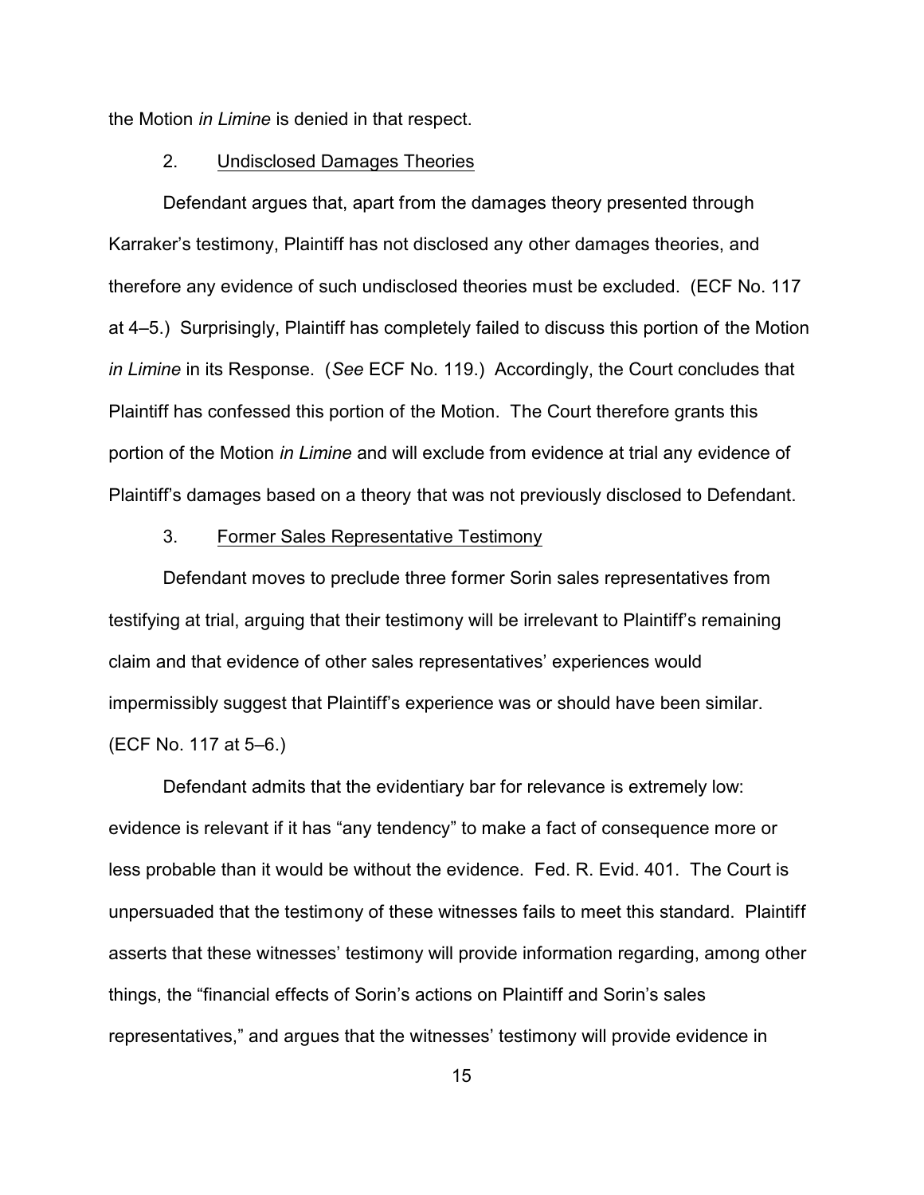the Motion *in Limine* is denied in that respect.

2. Undisclosed Damages Theories

Defendant argues that, apart from the damages theory presented through Karraker's testimony, Plaintiff has not disclosed any other damages theories, and therefore any evidence of such undisclosed theories must be excluded. (ECF No. 117 at 4–5.) Surprisingly, Plaintiff has completely failed to discuss this portion of the Motion *in Limine* in its Response. (*See* ECF No. 119.) Accordingly, the Court concludes that Plaintiff has confessed this portion of the Motion. The Court therefore grants this portion of the Motion *in Limine* and will exclude from evidence at trial any evidence of Plaintiff's damages based on a theory that was not previously disclosed to Defendant.

3. Former Sales Representative Testimony

Defendant moves to preclude three former Sorin sales representatives from testifying at trial, arguing that their testimony will be irrelevant to Plaintiff's remaining claim and that evidence of other sales representatives' experiences would impermissibly suggest that Plaintiff's experience was or should have been similar. (ECF No. 117 at 5–6.)

Defendant admits that the evidentiary bar for relevance is extremely low: evidence is relevant if it has "any tendency" to make a fact of consequence more or less probable than it would be without the evidence. Fed. R. Evid. 401. The Court is unpersuaded that the testimony of these witnesses fails to meet this standard. Plaintiff asserts that these witnesses' testimony will provide information regarding, among other things, the "financial effects of Sorin's actions on Plaintiff and Sorin's sales representatives," and argues that the witnesses' testimony will provide evidence in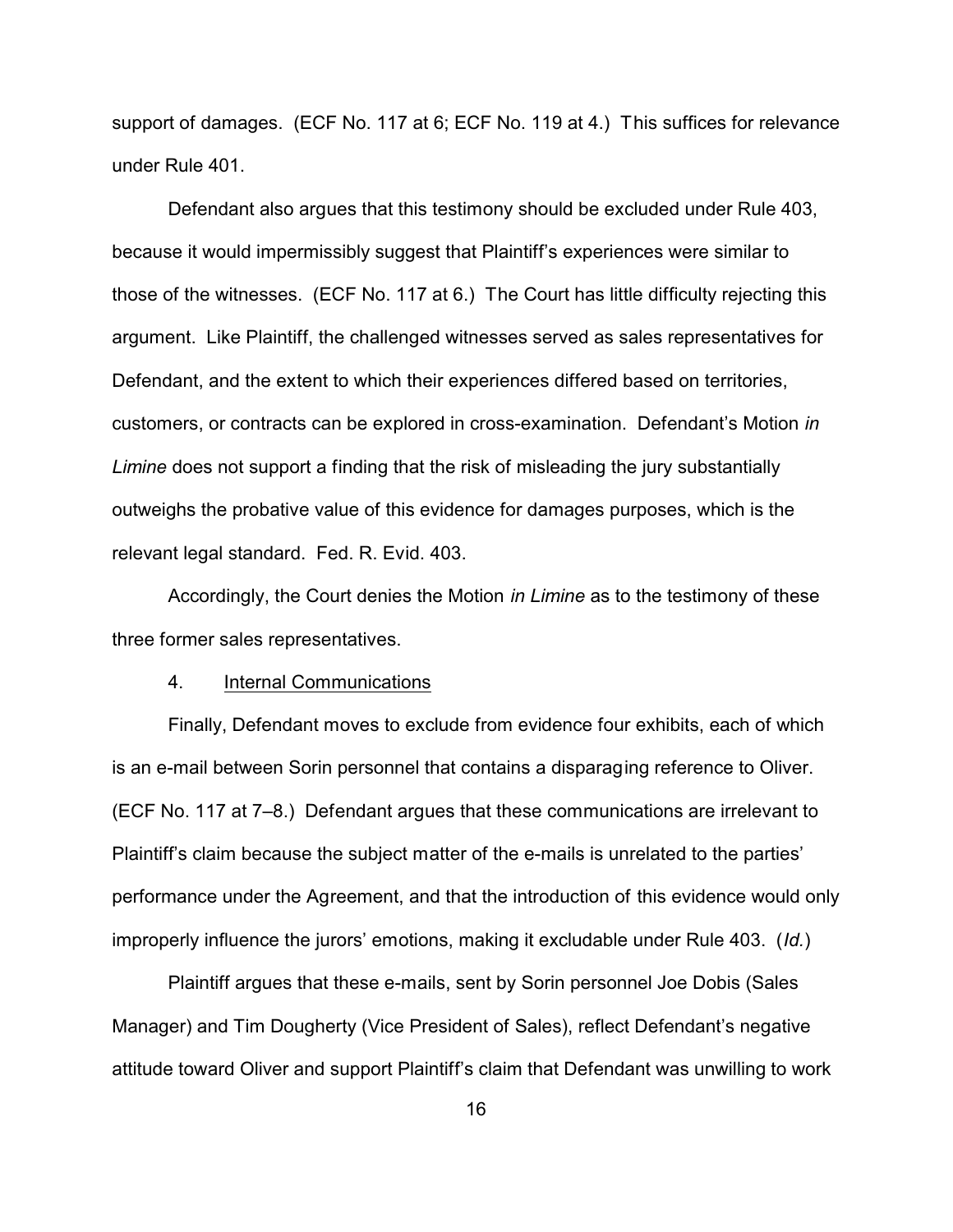support of damages. (ECF No. 117 at 6; ECF No. 119 at 4.) This suffices for relevance under Rule 401.

Defendant also argues that this testimony should be excluded under Rule 403, because it would impermissibly suggest that Plaintiff's experiences were similar to those of the witnesses. (ECF No. 117 at 6.) The Court has little difficulty rejecting this argument. Like Plaintiff, the challenged witnesses served as sales representatives for Defendant, and the extent to which their experiences differed based on territories, customers, or contracts can be explored in cross-examination. Defendant's Motion *in Limine* does not support a finding that the risk of misleading the jury substantially outweighs the probative value of this evidence for damages purposes, which is the relevant legal standard. Fed. R. Evid. 403.

Accordingly, the Court denies the Motion *in Limine* as to the testimony of these three former sales representatives.

4. Internal Communications

Finally, Defendant moves to exclude from evidence four exhibits, each of which is an e-mail between Sorin personnel that contains a disparaging reference to Oliver. (ECF No. 117 at 7–8.) Defendant argues that these communications are irrelevant to Plaintiff's claim because the subject matter of the e-mails is unrelated to the parties' performance under the Agreement, and that the introduction of this evidence would only improperly influence the jurors' emotions, making it excludable under Rule 403. (*Id.*)

Plaintiff argues that these e-mails, sent by Sorin personnel Joe Dobis (Sales Manager) and Tim Dougherty (Vice President of Sales), reflect Defendant's negative attitude toward Oliver and support Plaintiff's claim that Defendant was unwilling to work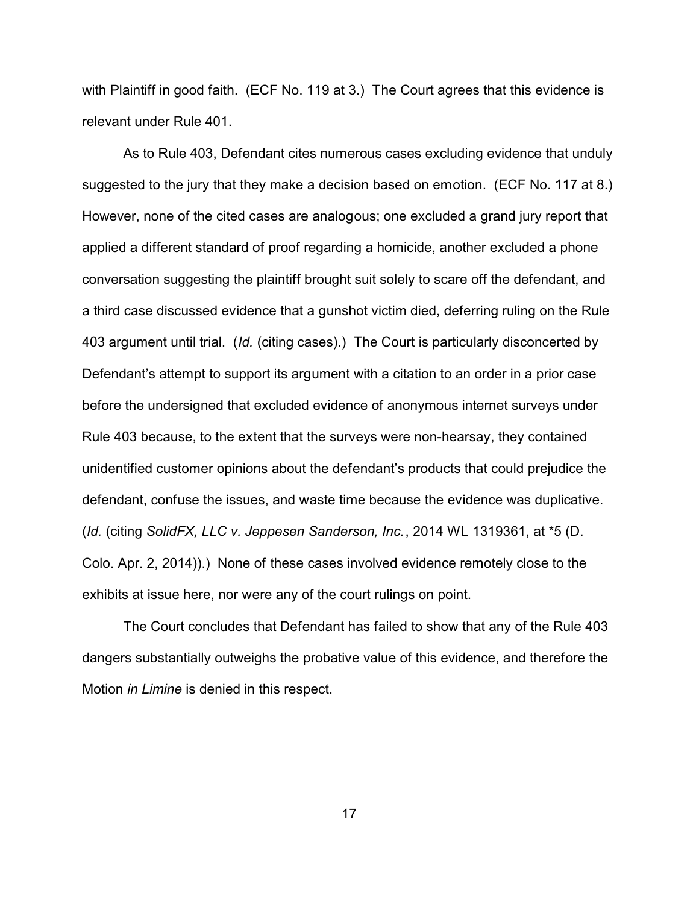with Plaintiff in good faith. (ECF No. 119 at 3.) The Court agrees that this evidence is relevant under Rule 401.

As to Rule 403, Defendant cites numerous cases excluding evidence that unduly suggested to the jury that they make a decision based on emotion. (ECF No. 117 at 8.) However, none of the cited cases are analogous; one excluded a grand jury report that applied a different standard of proof regarding a homicide, another excluded a phone conversation suggesting the plaintiff brought suit solely to scare off the defendant, and a third case discussed evidence that a gunshot victim died, deferring ruling on the Rule 403 argument until trial. (*Id.* (citing cases).) The Court is particularly disconcerted by Defendant's attempt to support its argument with a citation to an order in a prior case before the undersigned that excluded evidence of anonymous internet surveys under Rule 403 because, to the extent that the surveys were non-hearsay, they contained unidentified customer opinions about the defendant's products that could prejudice the defendant, confuse the issues, and waste time because the evidence was duplicative. (*Id.* (citing *SolidFX, LLC v. Jeppesen Sanderson, Inc.*, 2014 WL 1319361, at *5 (D. Colo. Apr. 2, 2014)).) None of these cases involved evidence remotely close to the exhibits at issue here, nor were any of the court rulings on point.

The Court concludes that Defendant has failed to show that any of the Rule 403 dangers substantially outweighs the probative value of this evidence, and therefore the Motion *in Limine* is denied in this respect.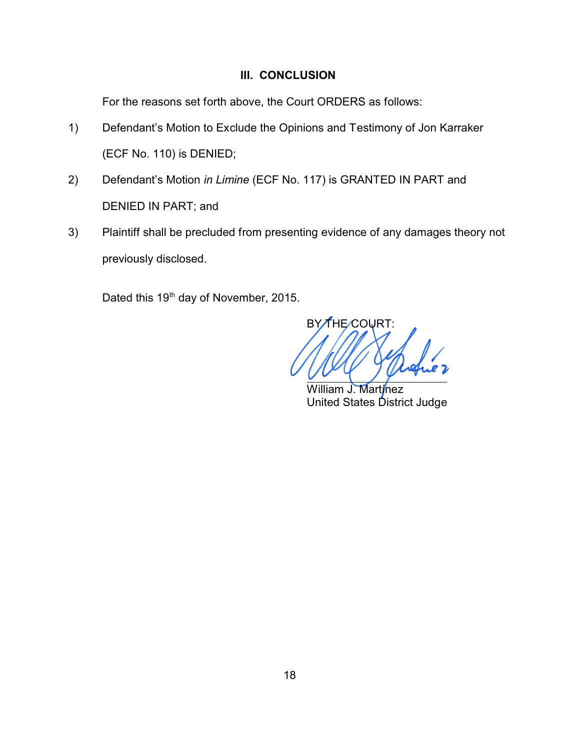## III. CONCLUSION

For the reasons set forth above, the Court ORDERS as follows:

1) Defendant's Motion to Exclude the Opinions and Testimony of Jon Karraker (ECF No. 110) is DENIED;

2) Defendant's Motion *in Limine* (ECF No. 117) is GRANTED IN PART and DENIED IN PART; and

3) Plaintiff shall be precluded from presenting evidence of any damages theory not previously disclosed.

Dated this 19th day of November, 2015.

BY THE COURT:

William J. Martínez
United States District Judge